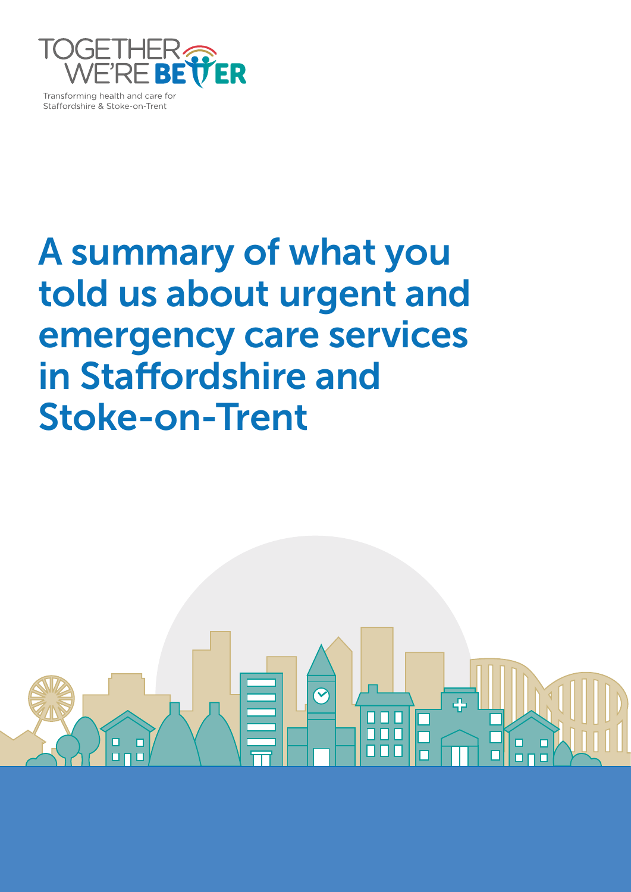TOGETHER WE'RE BETTER

Transforming health and care for Staffordshire & Stoke-on-Trent

# A summary of what you told us about urgent and emergency care services in Staffordshire and Stoke-on-Trent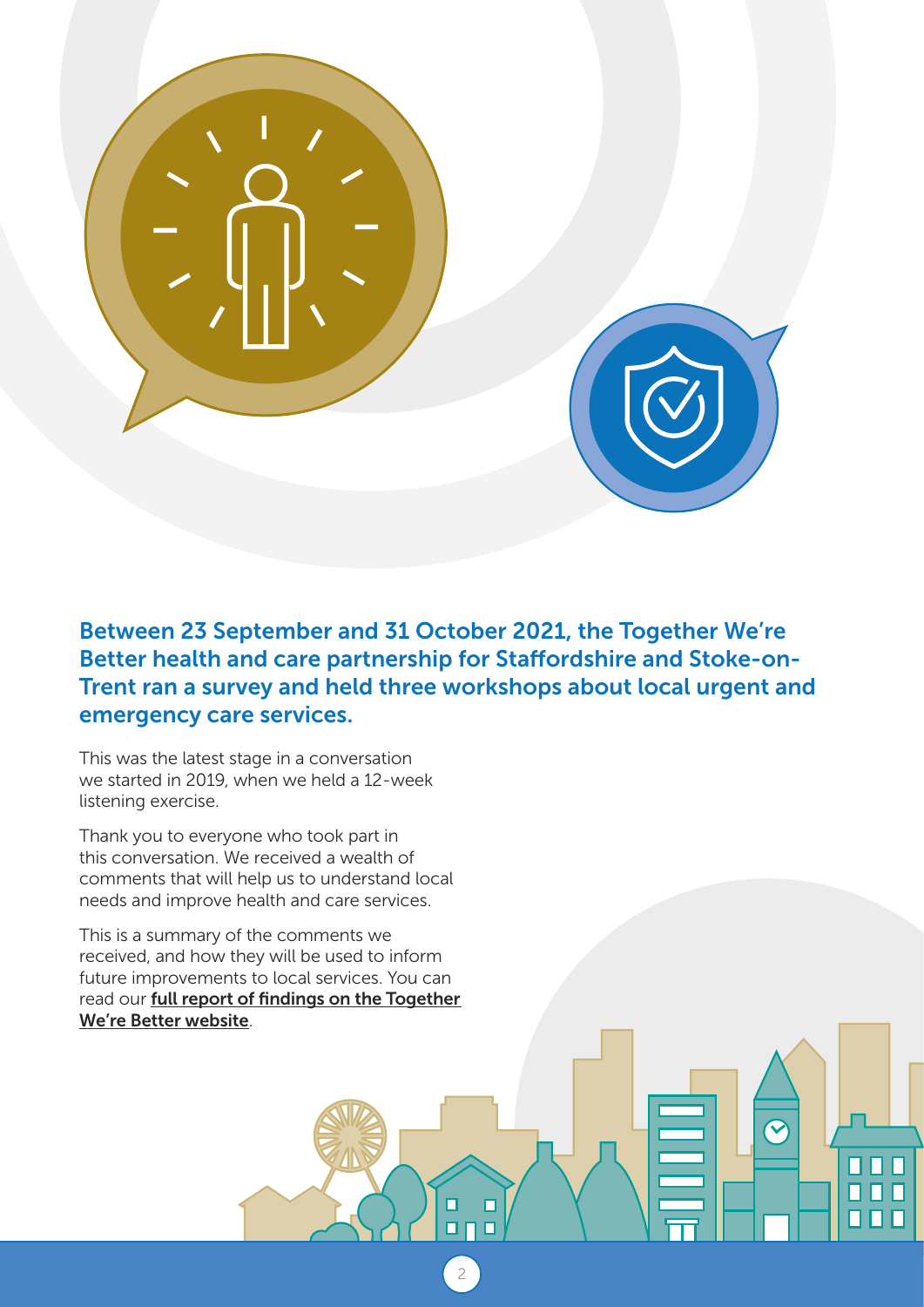**Between 23 September and 31 October 2021, the Together We're Better health and care partnership for Staffordshire and Stoke-on-Trent ran a survey and held three workshops about local urgent and emergency care services.**

This was the latest stage in a conversation we started in 2019, when we held a 12-week listening exercise.

Thank you to everyone who took part in this conversation. We received a wealth of comments that will help us to understand local needs and improve health and care services.

This is a summary of the comments we received, and how they will be used to inform future improvements to local services. You can read our **full report of findings on the Together We're Better website**.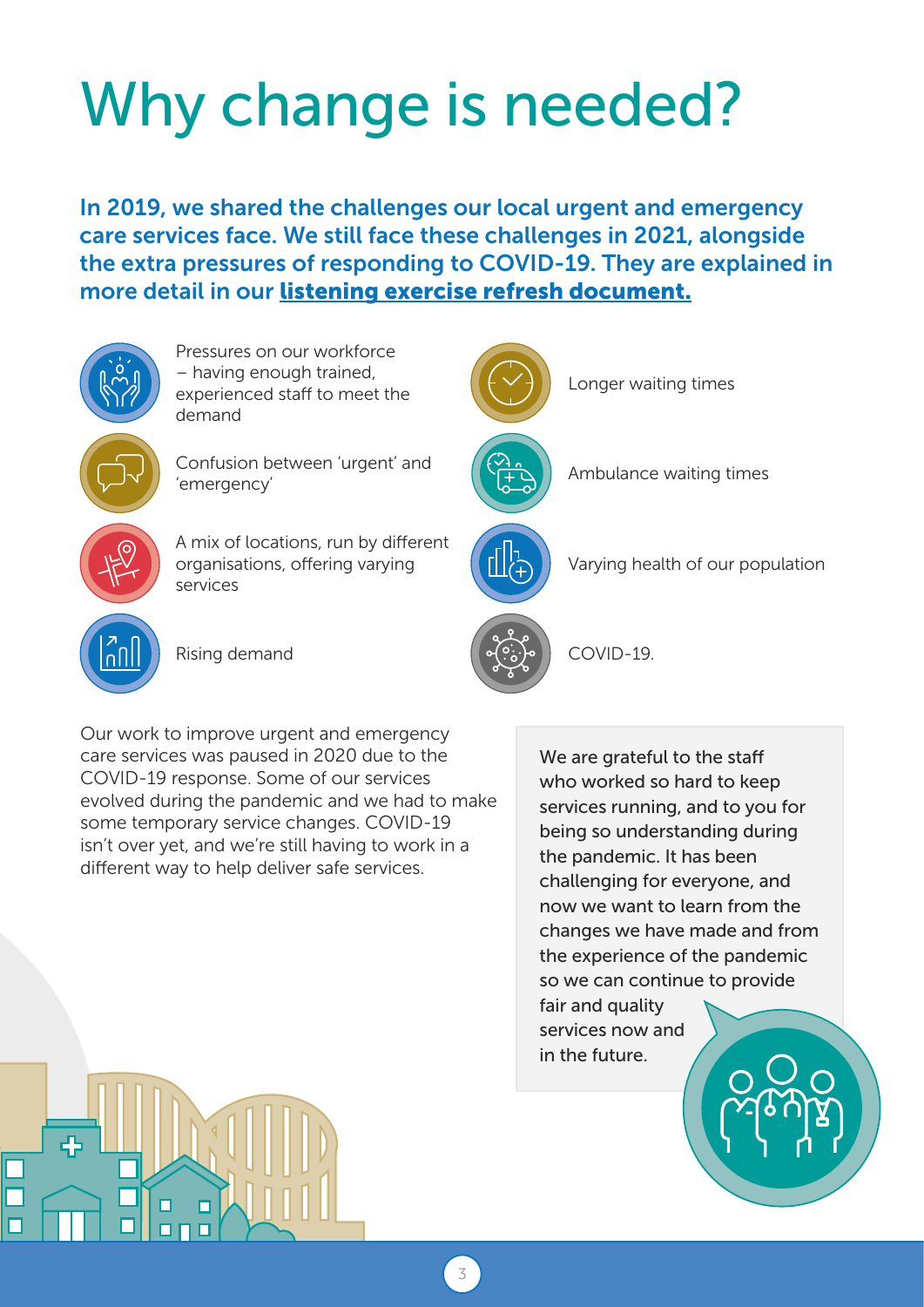# Why change is needed?

**In 2019, we shared the challenges our local urgent and emergency care services face. We still face these challenges in 2021, alongside the extra pressures of responding to COVID-19. They are explained in more detail in our listening exercise refresh document.**

- Pressures on our workforce – having enough trained, experienced staff to meet the demand
- Confusion between 'urgent' and 'emergency'
- A mix of locations, run by different organisations, offering varying services
- Rising demand
- Longer waiting times
- Ambulance waiting times
- Varying health of our population
- COVID-19.

Our work to improve urgent and emergency care services was paused in 2020 due to the COVID-19 response. Some of our services evolved during the pandemic and we had to make some temporary service changes. COVID-19 isn't over yet, and we're still having to work in a different way to help deliver safe services.

We are grateful to the staff who worked so hard to keep services running, and to you for being so understanding during the pandemic. It has been challenging for everyone, and now we want to learn from the changes we have made and from the experience of the pandemic so we can continue to provide fair and quality services now and in the future.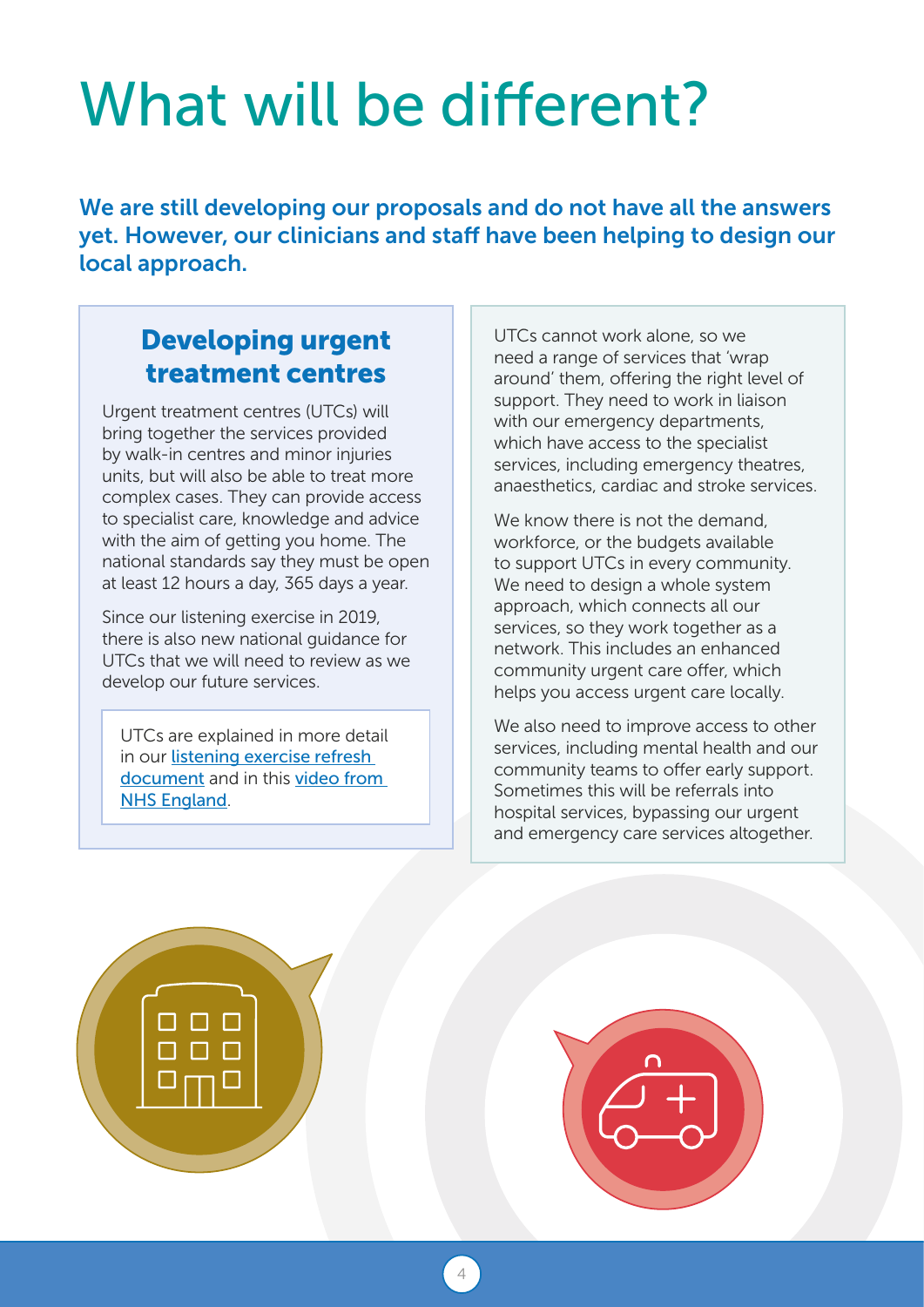# What will be different?

**We are still developing our proposals and do not have all the answers yet. However, our clinicians and staff have been helping to design our local approach.**

## Developing urgent treatment centres

Urgent treatment centres (UTCs) will bring together the services provided by walk-in centres and minor injuries units, but will also be able to treat more complex cases. They can provide access to specialist care, knowledge and advice with the aim of getting you home. The national standards say they must be open at least 12 hours a day, 365 days a year.

Since our listening exercise in 2019, there is also new national guidance for UTCs that we will need to review as we develop our future services.

UTCs are explained in more detail in our listening exercise refresh document and in this video from NHS England.

UTCs cannot work alone, so we need a range of services that 'wrap around' them, offering the right level of support. They need to work in liaison with our emergency departments, which have access to the specialist services, including emergency theatres, anaesthetics, cardiac and stroke services.

We know there is not the demand, workforce, or the budgets available to support UTCs in every community. We need to design a whole system approach, which connects all our services, so they work together as a network. This includes an enhanced community urgent care offer, which helps you access urgent care locally.

We also need to improve access to other services, including mental health and our community teams to offer early support. Sometimes this will be referrals into hospital services, bypassing our urgent and emergency care services altogether.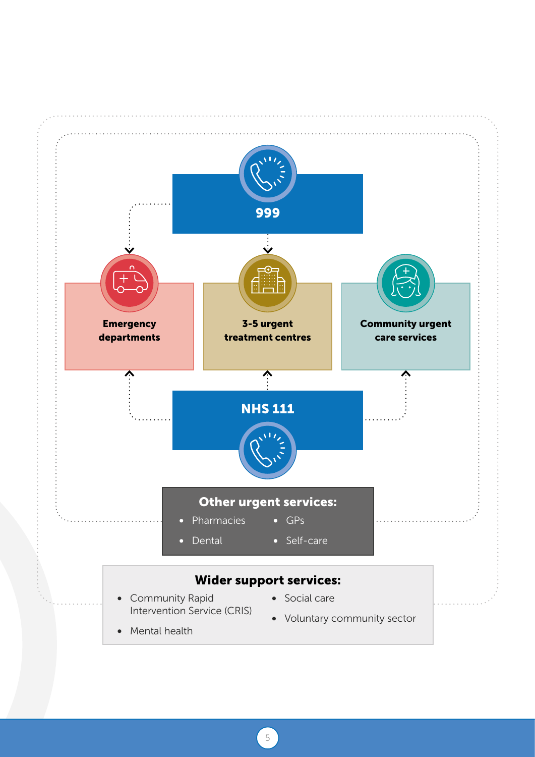999

Emergency departments

3-5 urgent treatment centres

Community urgent care services

NHS 111

**Other urgent services:**

- Pharmacies
- GPs
- Dental
- Self-care

**Wider support services:**

- Community Rapid Intervention Service (CRIS)
- Mental health
- Social care
- Voluntary community sector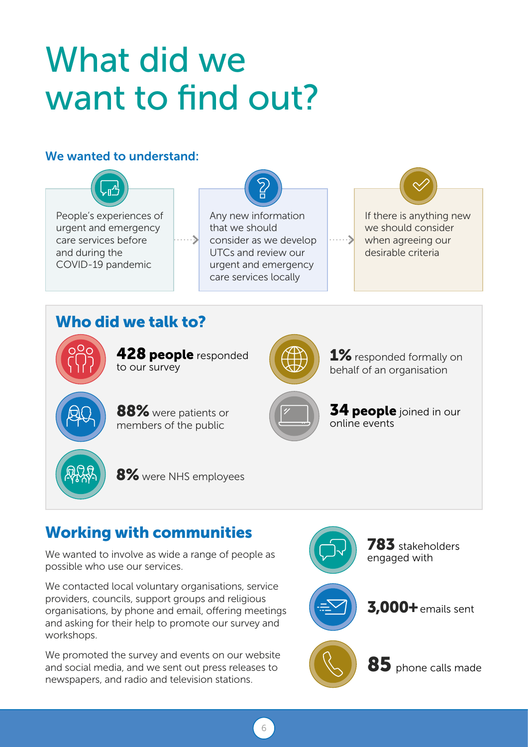# What did we want to find out?

### We wanted to understand:

- People's experiences of urgent and emergency care services before and during the COVID-19 pandemic
- Any new information that we should consider as we develop UTCs and review our urgent and emergency care services locally
- If there is anything new we should consider when agreeing our desirable criteria

## Who did we talk to?

**428 people** responded to our survey

**88%** were patients or members of the public

**8%** were NHS employees

**1%** responded formally on behalf of an organisation

**34 people** joined in our online events

## Working with communities

We wanted to involve as wide a range of people as possible who use our services.

We contacted local voluntary organisations, service providers, councils, support groups and religious organisations, by phone and email, offering meetings and asking for their help to promote our survey and workshops.

We promoted the survey and events on our website and social media, and we sent out press releases to newspapers, and radio and television stations.

**783** stakeholders engaged with

**3,000+** emails sent

**85** phone calls made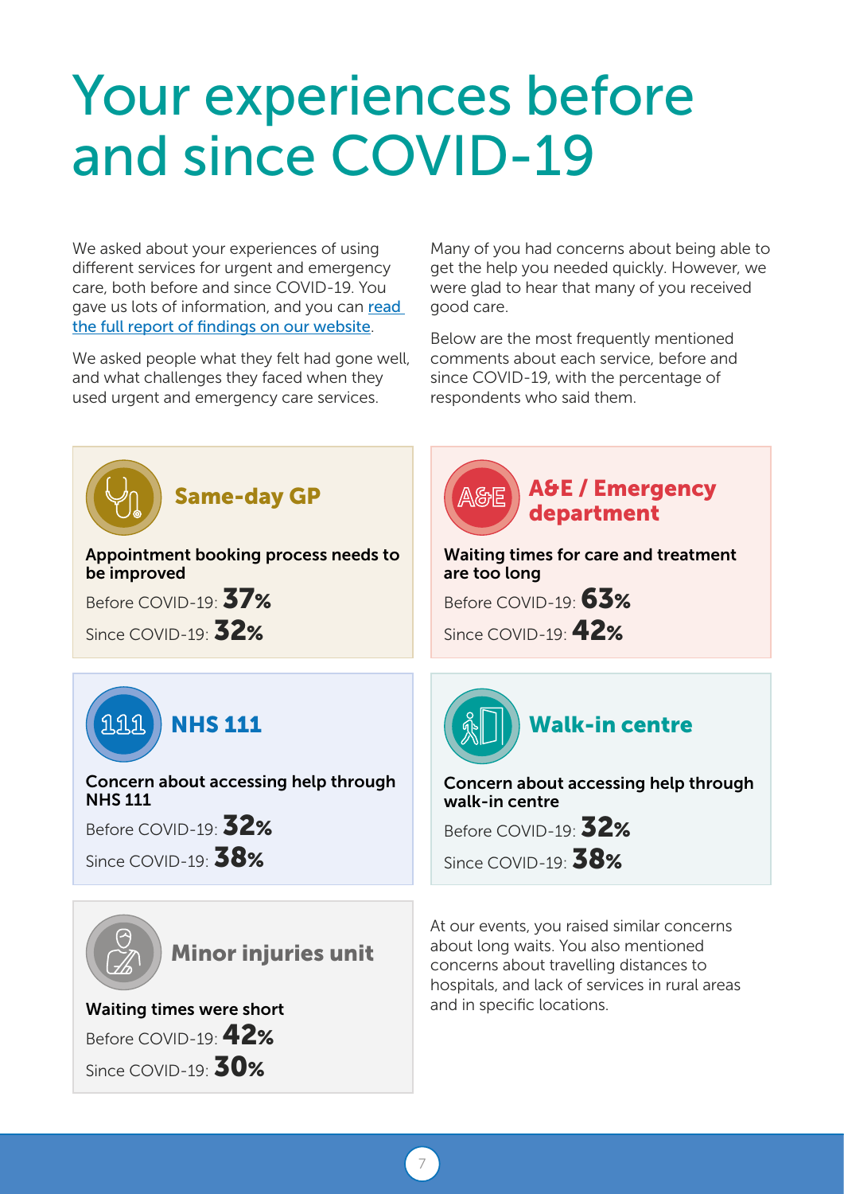# Your experiences before and since COVID-19

We asked about your experiences of using different services for urgent and emergency care, both before and since COVID-19. You gave us lots of information, and you can [read the full report of findings on our website](#).

We asked people what they felt had gone well, and what challenges they faced when they used urgent and emergency care services.

Many of you had concerns about being able to get the help you needed quickly. However, we were glad to hear that many of you received good care.

Below are the most frequently mentioned comments about each service, before and since COVID-19, with the percentage of respondents who said them.

### Same-day GP

**Appointment booking process needs to be improved**

Before COVID-19: **37%**

Since COVID-19: **32%**

### A&E / Emergency department

**Waiting times for care and treatment are too long**

Before COVID-19: **63%**

Since COVID-19: **42%**

### NHS 111

**Concern about accessing help through NHS 111**

Before COVID-19: **32%**

Since COVID-19: **38%**

### Walk-in centre

**Concern about accessing help through walk-in centre**

Before COVID-19: **32%**

Since COVID-19: **38%**

### Minor injuries unit

**Waiting times were short**

Before COVID-19: **42%**

Since COVID-19: **30%**

At our events, you raised similar concerns about long waits. You also mentioned concerns about travelling distances to hospitals, and lack of services in rural areas and in specific locations.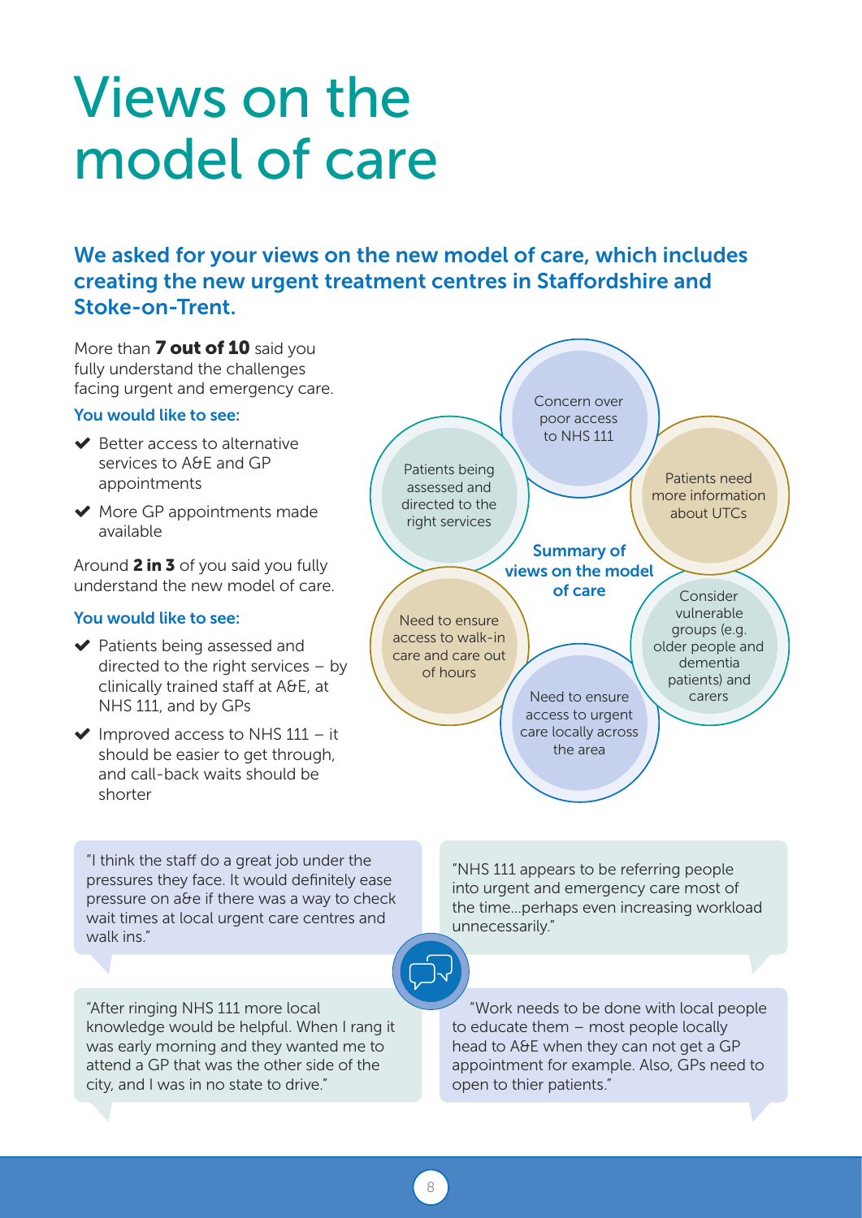# Views on the model of care

## We asked for your views on the new model of care, which includes creating the new urgent treatment centres in Staffordshire and Stoke-on-Trent.

More than **7 out of 10** said you fully understand the challenges facing urgent and emergency care.

### You would like to see:

- ✔ Better access to alternative services to A&E and GP appointments
- ✔ More GP appointments made available

Around **2 in 3** of you said you fully understand the new model of care.

### You would like to see:

- ✔ Patients being assessed and directed to the right services – by clinically trained staff at A&E, at NHS 111, and by GPs
- ✔ Improved access to NHS 111 – it should be easier to get through, and call-back waits should be shorter

**Summary of views on the model of care**

Concern over poor access to NHS 111

Patients need more information about UTCs

Consider vulnerable groups (e.g. older people and dementia patients) and carers

Need to ensure access to urgent care locally across the area

Need to ensure access to walk-in care and care out of hours

Patients being assessed and directed to the right services

"I think the staff do a great job under the pressures they face. It would definitely ease pressure on a&e if there was a way to check wait times at local urgent care centres and walk ins."

"NHS 111 appears to be referring people into urgent and emergency care most of the time...perhaps even increasing workload unnecessarily."

"After ringing NHS 111 more local knowledge would be helpful. When I rang it was early morning and they wanted me to attend a GP that was the other side of the city, and I was in no state to drive."

"Work needs to be done with local people to educate them – most people locally head to A&E when they can not get a GP appointment for example. Also, GPs need to open to thier patients."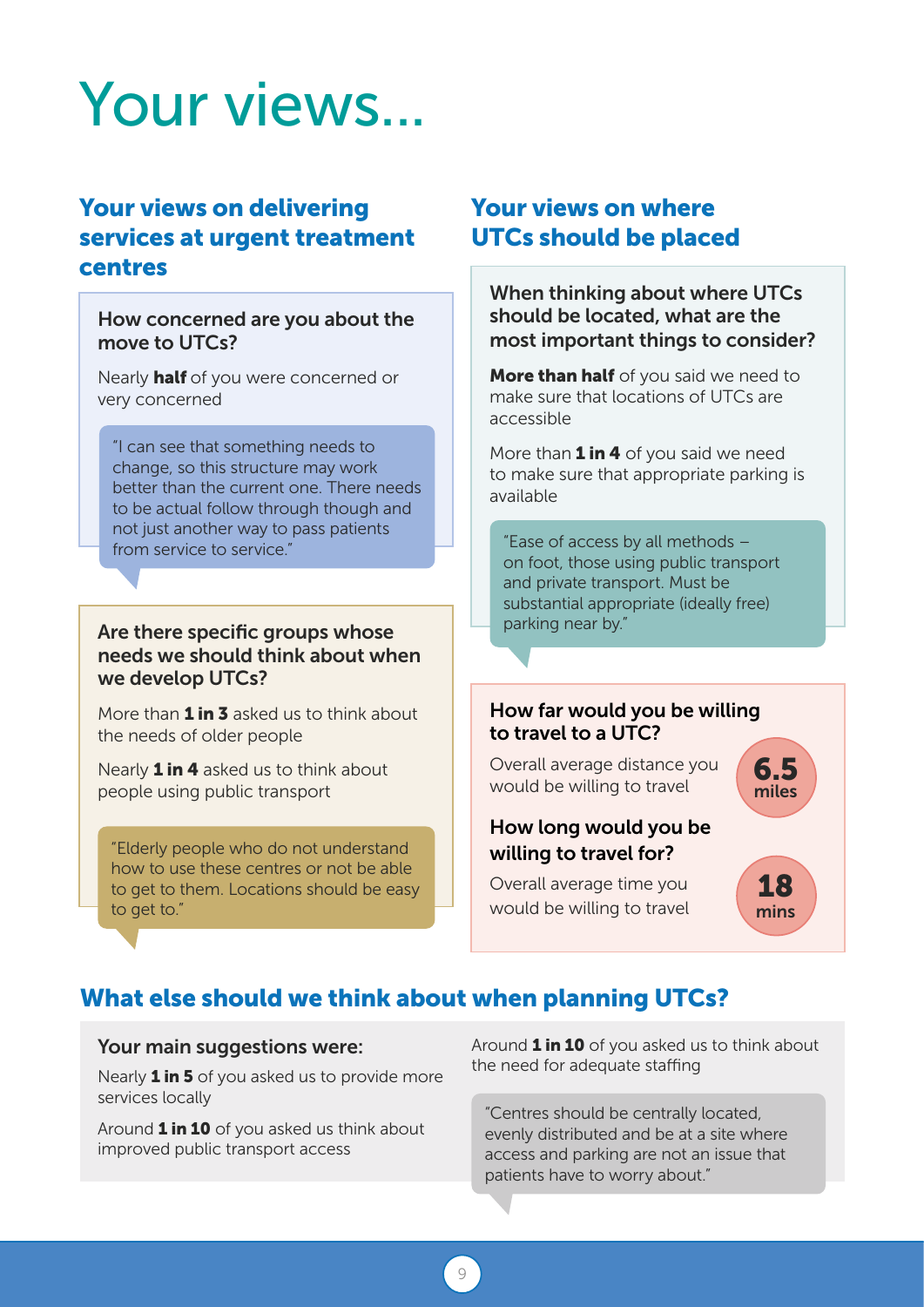# Your views...

## Your views on delivering services at urgent treatment centres

### How concerned are you about the move to UTCs?

Nearly **half** of you were concerned or very concerned

"I can see that something needs to change, so this structure may work better than the current one. There needs to be actual follow through though and not just another way to pass patients from service to service."

### Are there specific groups whose needs we should think about when we develop UTCs?

More than **1 in 3** asked us to think about the needs of older people

Nearly **1 in 4** asked us to think about people using public transport

"Elderly people who do not understand how to use these centres or not be able to get to them. Locations should be easy to get to."

## Your views on where UTCs should be placed

### When thinking about where UTCs should be located, what are the most important things to consider?

**More than half** of you said we need to make sure that locations of UTCs are accessible

More than **1 in 4** of you said we need to make sure that appropriate parking is available

"Ease of access by all methods – on foot, those using public transport and private transport. Must be substantial appropriate (ideally free) parking near by."

### How far would you be willing to travel to a UTC?

Overall average distance you would be willing to travel

**6.5** miles

### How long would you be willing to travel for?

Overall average time you would be willing to travel

**18** mins

## What else should we think about when planning UTCs?

### Your main suggestions were:

Nearly **1 in 5** of you asked us to provide more services locally

Around **1 in 10** of you asked us think about improved public transport access

Around **1 in 10** of you asked us to think about the need for adequate staffing

"Centres should be centrally located, evenly distributed and be at a site where access and parking are not an issue that patients have to worry about."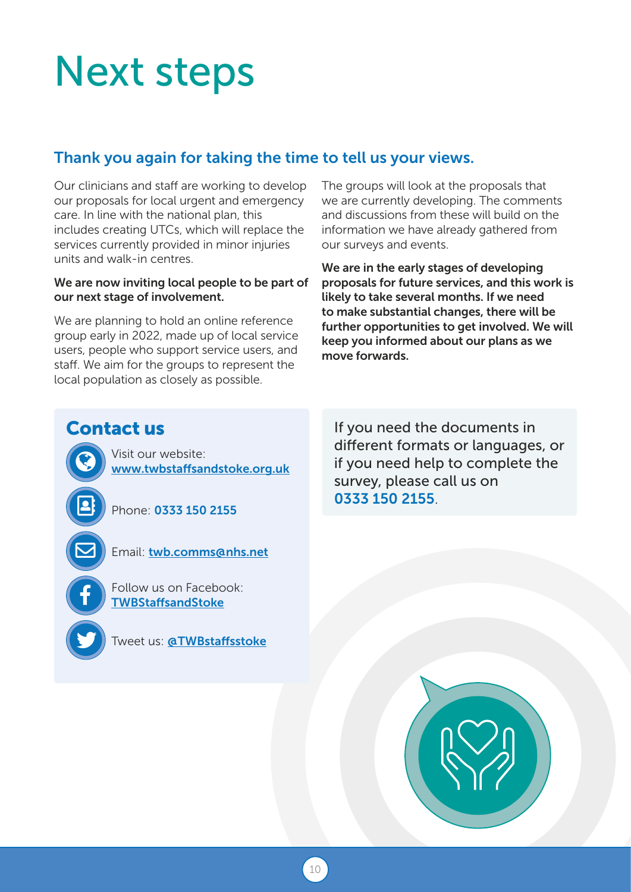# Next steps

## Thank you again for taking the time to tell us your views.

Our clinicians and staff are working to develop our proposals for local urgent and emergency care. In line with the national plan, this includes creating UTCs, which will replace the services currently provided in minor injuries units and walk-in centres.

**We are now inviting local people to be part of our next stage of involvement.**

We are planning to hold an online reference group early in 2022, made up of local service users, people who support service users, and staff. We aim for the groups to represent the local population as closely as possible.

The groups will look at the proposals that we are currently developing. The comments and discussions from these will build on the information we have already gathered from our surveys and events.

**We are in the early stages of developing proposals for future services, and this work is likely to take several months. If we need to make substantial changes, there will be further opportunities to get involved. We will keep you informed about our plans as we move forwards.**

## Contact us

Visit our website: **www.twbstaffsandstoke.org.uk**

Phone: **0333 150 2155**

Email: **twb.comms@nhs.net**

Follow us on Facebook: **TWBStaffsandStoke**

Tweet us: **@TWBstaffsstoke**

If you need the documents in different formats or languages, or if you need help to complete the survey, please call us on **0333 150 2155**.